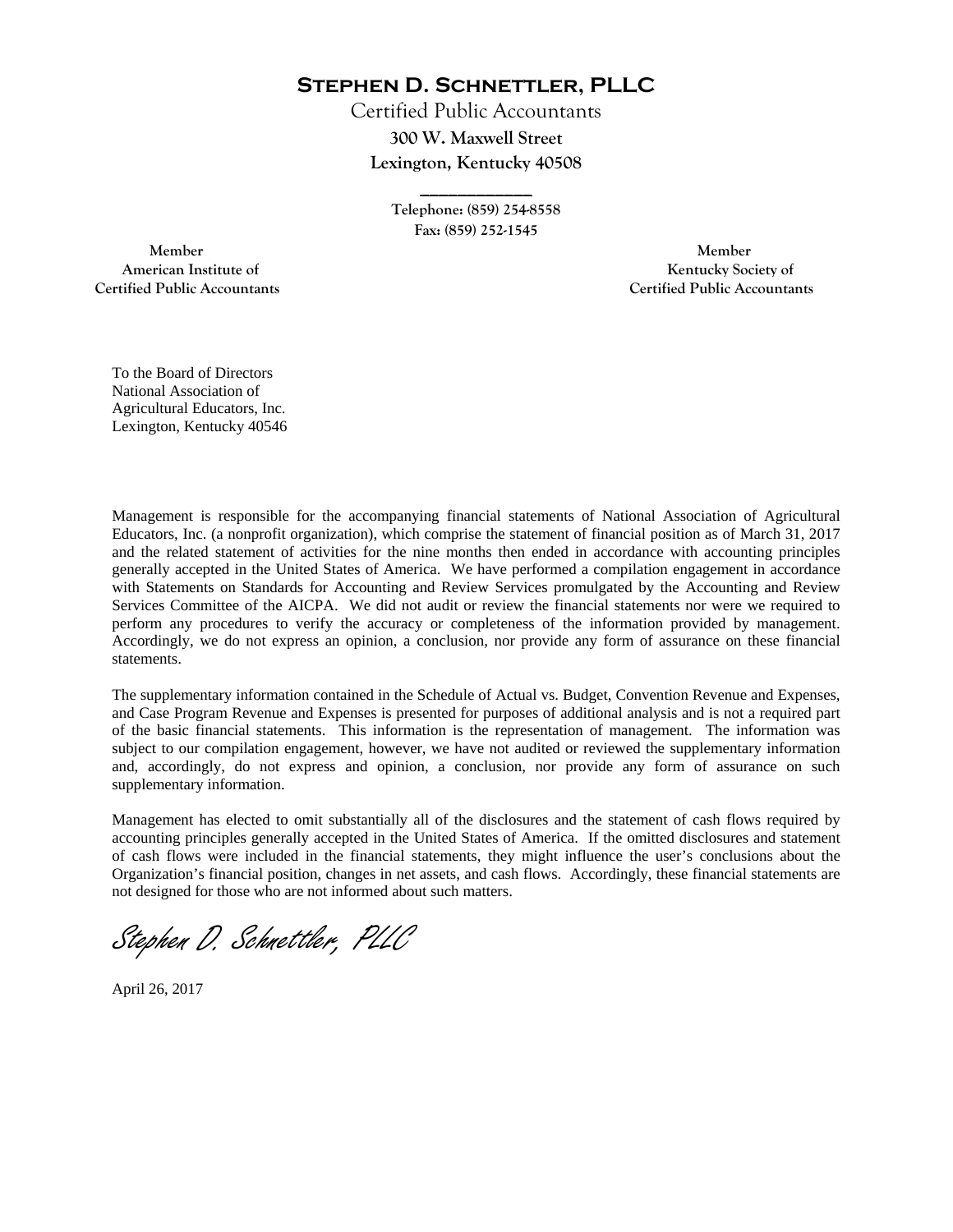# Stephen D. Schnettler, PLLC

Certified Public Accountants

**300 W. Maxwell Street**

**Lexington, Kentucky 40508**

Telephone: (859) 254-8558

Fax: (859) 252-1545

Member
American Institute of
Certified Public Accountants

Member
Kentucky Society of
Certified Public Accountants

To the Board of Directors
National Association of
Agricultural Educators, Inc.
Lexington, Kentucky 40546

Management is responsible for the accompanying financial statements of National Association of Agricultural Educators, Inc. (a nonprofit organization), which comprise the statement of financial position as of March 31, 2017 and the related statement of activities for the nine months then ended in accordance with accounting principles generally accepted in the United States of America. We have performed a compilation engagement in accordance with Statements on Standards for Accounting and Review Services promulgated by the Accounting and Review Services Committee of the AICPA. We did not audit or review the financial statements nor were we required to perform any procedures to verify the accuracy or completeness of the information provided by management. Accordingly, we do not express an opinion, a conclusion, nor provide any form of assurance on these financial statements.

The supplementary information contained in the Schedule of Actual vs. Budget, Convention Revenue and Expenses, and Case Program Revenue and Expenses is presented for purposes of additional analysis and is not a required part of the basic financial statements. This information is the representation of management. The information was subject to our compilation engagement, however, we have not audited or reviewed the supplementary information and, accordingly, do not express and opinion, a conclusion, nor provide any form of assurance on such supplementary information.

Management has elected to omit substantially all of the disclosures and the statement of cash flows required by accounting principles generally accepted in the United States of America. If the omitted disclosures and statement of cash flows were included in the financial statements, they might influence the user's conclusions about the Organization's financial position, changes in net assets, and cash flows. Accordingly, these financial statements are not designed for those who are not informed about such matters.

*Stephen D. Schnettler, PLLC*

April 26, 2017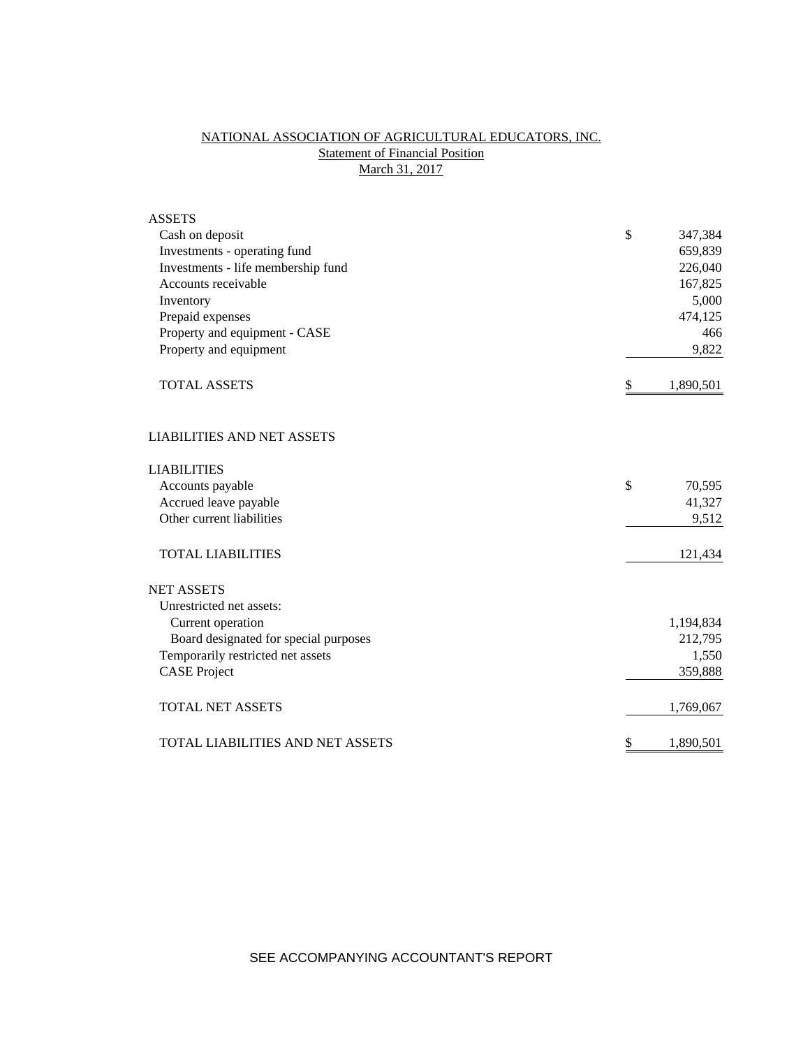# NATIONAL ASSOCIATION OF AGRICULTURAL EDUCATORS, INC.

## Statement of Financial Position

### March 31, 2017

| | | |
|---|---|---|
| **ASSETS** | | |
| Cash on deposit | $ | 347,384 |
| Investments - operating fund | | 659,839 |
| Investments - life membership fund | | 226,040 |
| Accounts receivable | | 167,825 |
| Inventory | | 5,000 |
| Prepaid expenses | | 474,125 |
| Property and equipment - CASE | | 466 |
| Property and equipment | | 9,822 |
| TOTAL ASSETS | $ | 1,890,501 |
| | | |
| **LIABILITIES AND NET ASSETS** | | |
| | | |
| **LIABILITIES** | | |
| Accounts payable | $ | 70,595 |
| Accrued leave payable | | 41,327 |
| Other current liabilities | | 9,512 |
| TOTAL LIABILITIES | | 121,434 |
| | | |
| **NET ASSETS** | | |
| Unrestricted net assets: | | |
| Current operation | | 1,194,834 |
| Board designated for special purposes | | 212,795 |
| Temporarily restricted net assets | | 1,550 |
| CASE Project | | 359,888 |
| TOTAL NET ASSETS | | 1,769,067 |
| | | |
| TOTAL LIABILITIES AND NET ASSETS | $ | 1,890,501 |

SEE ACCOMPANYING ACCOUNTANT'S REPORT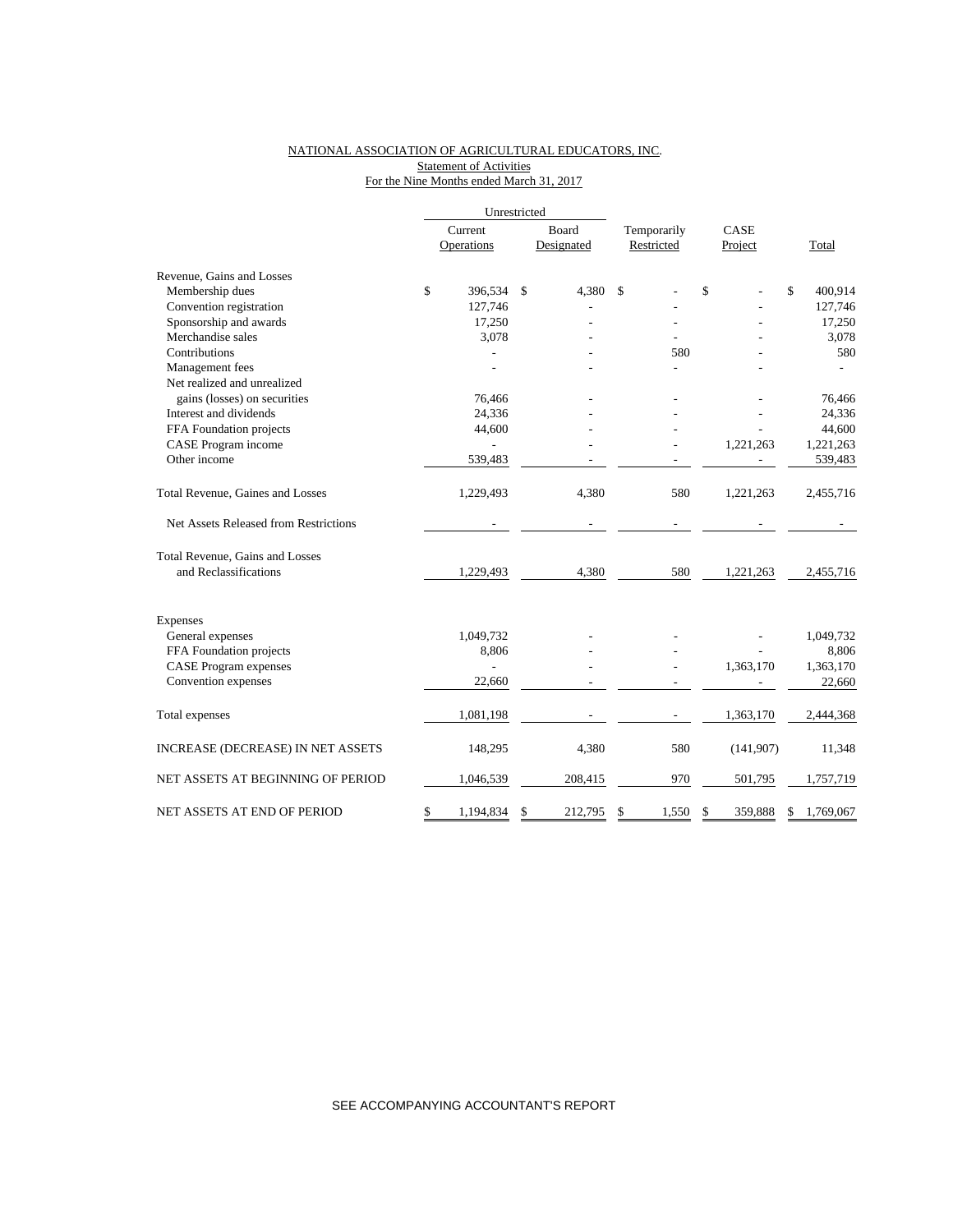NATIONAL ASSOCIATION OF AGRICULTURAL EDUCATORS, INC.
Statement of Activities
For the Nine Months ended March 31, 2017

| | Unrestricted | | | | |
|---|---|---|---|---|---|
| | Current Operations | Board Designated | Temporarily Restricted | CASE Project | Total |
| Revenue, Gains and Losses | | | | | |
| Membership dues | $ 396,534 | $ 4,380 | $ - | $ - | $ 400,914 |
| Convention registration | 127,746 | - | - | - | 127,746 |
| Sponsorship and awards | 17,250 | - | - | - | 17,250 |
| Merchandise sales | 3,078 | - | - | - | 3,078 |
| Contributions | - | - | 580 | - | 580 |
| Management fees | - | - | - | - | - |
| Net realized and unrealized gains (losses) on securities | 76,466 | - | - | - | 76,466 |
| Interest and dividends | 24,336 | - | - | - | 24,336 |
| FFA Foundation projects | 44,600 | - | - | - | 44,600 |
| CASE Program income | - | - | - | 1,221,263 | 1,221,263 |
| Other income | 539,483 | - | - | - | 539,483 |
| Total Revenue, Gaines and Losses | 1,229,493 | 4,380 | 580 | 1,221,263 | 2,455,716 |
| Net Assets Released from Restrictions | - | - | - | - | - |
| Total Revenue, Gains and Losses and Reclassifications | 1,229,493 | 4,380 | 580 | 1,221,263 | 2,455,716 |
| Expenses | | | | | |
| General expenses | 1,049,732 | - | - | - | 1,049,732 |
| FFA Foundation projects | 8,806 | - | - | - | 8,806 |
| CASE Program expenses | - | - | - | 1,363,170 | 1,363,170 |
| Convention expenses | 22,660 | - | - | - | 22,660 |
| Total expenses | 1,081,198 | - | - | 1,363,170 | 2,444,368 |
| INCREASE (DECREASE) IN NET ASSETS | 148,295 | 4,380 | 580 | (141,907) | 11,348 |
| NET ASSETS AT BEGINNING OF PERIOD | 1,046,539 | 208,415 | 970 | 501,795 | 1,757,719 |
| NET ASSETS AT END OF PERIOD | $ 1,194,834 | $ 212,795 | $ 1,550 | $ 359,888 | $ 1,769,067 |

SEE ACCOMPANYING ACCOUNTANT'S REPORT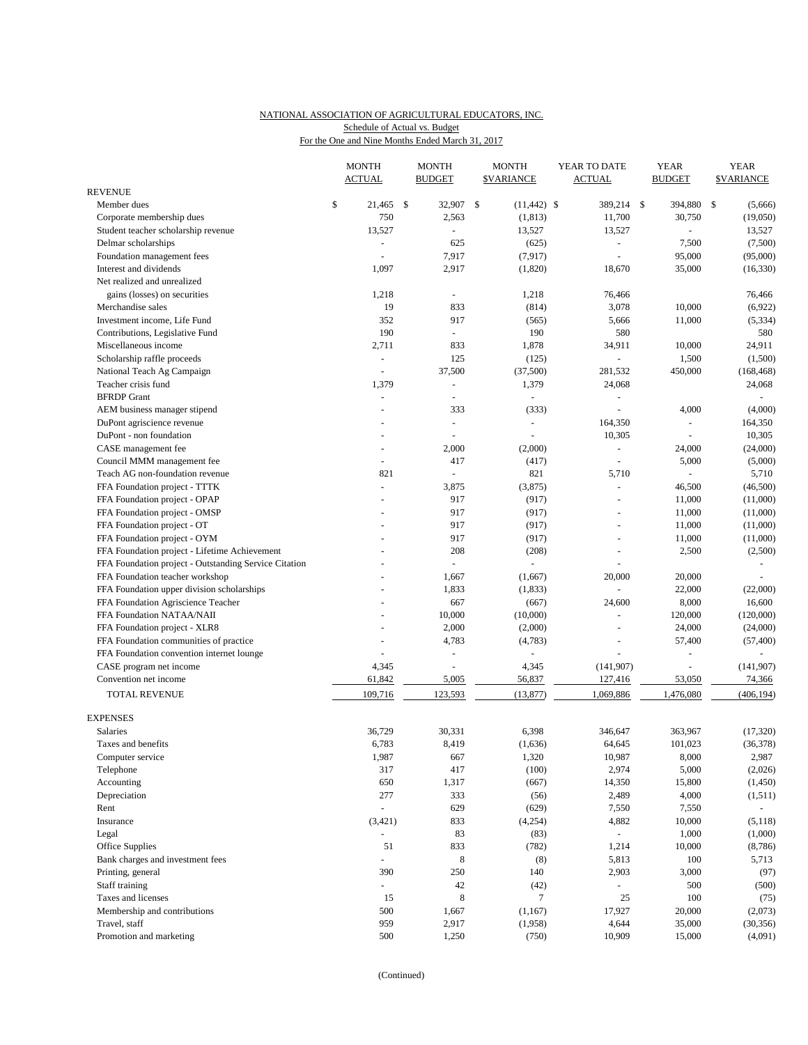NATIONAL ASSOCIATION OF AGRICULTURAL EDUCATORS, INC.

Schedule of Actual vs. Budget

For the One and Nine Months Ended March 31, 2017

| | MONTH ACTUAL | MONTH BUDGET | MONTH $VARIANCE | YEAR TO DATE ACTUAL | YEAR BUDGET | YEAR $VARIANCE |
|---|---|---|---|---|---|---|
| REVENUE | | | | | | |
| Member dues | $ 21,465 | $ 32,907 | $ (11,442) | $ 389,214 | $ 394,880 | $ (5,666) |
| Corporate membership dues | 750 | 2,563 | (1,813) | 11,700 | 30,750 | (19,050) |
| Student teacher scholarship revenue | 13,527 | - | 13,527 | 13,527 | - | 13,527 |
| Delmar scholarships | - | 625 | (625) | - | 7,500 | (7,500) |
| Foundation management fees | - | 7,917 | (7,917) | - | 95,000 | (95,000) |
| Interest and dividends | 1,097 | 2,917 | (1,820) | 18,670 | 35,000 | (16,330) |
| Net realized and unrealized gains (losses) on securities | 1,218 | - | 1,218 | 76,466 | | 76,466 |
| Merchandise sales | 19 | 833 | (814) | 3,078 | 10,000 | (6,922) |
| Investment income, Life Fund | 352 | 917 | (565) | 5,666 | 11,000 | (5,334) |
| Contributions, Legislative Fund | 190 | - | 190 | 580 | | 580 |
| Miscellaneous income | 2,711 | 833 | 1,878 | 34,911 | 10,000 | 24,911 |
| Scholarship raffle proceeds | - | 125 | (125) | - | 1,500 | (1,500) |
| National Teach Ag Campaign | - | 37,500 | (37,500) | 281,532 | 450,000 | (168,468) |
| Teacher crisis fund | 1,379 | - | 1,379 | 24,068 | | 24,068 |
| BFRDP Grant | - | - | - | - | | - |
| AEM business manager stipend | - | 333 | (333) | - | 4,000 | (4,000) |
| DuPont agriscience revenue | - | - | - | 164,350 | - | 164,350 |
| DuPont - non foundation | - | - | - | 10,305 | - | 10,305 |
| CASE management fee | - | 2,000 | (2,000) | - | 24,000 | (24,000) |
| Council MMM management fee | - | 417 | (417) | - | 5,000 | (5,000) |
| Teach AG non-foundation revenue | 821 | - | 821 | 5,710 | - | 5,710 |
| FFA Foundation project - TTTK | - | 3,875 | (3,875) | - | 46,500 | (46,500) |
| FFA Foundation project - OPAP | - | 917 | (917) | - | 11,000 | (11,000) |
| FFA Foundation project - OMSP | - | 917 | (917) | - | 11,000 | (11,000) |
| FFA Foundation project - OT | - | 917 | (917) | - | 11,000 | (11,000) |
| FFA Foundation project - OYM | - | 917 | (917) | - | 11,000 | (11,000) |
| FFA Foundation project - Lifetime Achievement | - | 208 | (208) | - | 2,500 | (2,500) |
| FFA Foundation project - Outstanding Service Citation | - | - | - | - | | - |
| FFA Foundation teacher workshop | - | 1,667 | (1,667) | 20,000 | 20,000 | - |
| FFA Foundation upper division scholarships | - | 1,833 | (1,833) | - | 22,000 | (22,000) |
| FFA Foundation Agriscience Teacher | - | 667 | (667) | 24,600 | 8,000 | 16,600 |
| FFA Foundation NATAA/NAII | - | 10,000 | (10,000) | - | 120,000 | (120,000) |
| FFA Foundation project - XLR8 | - | 2,000 | (2,000) | - | 24,000 | (24,000) |
| FFA Foundation communities of practice | - | 4,783 | (4,783) | - | 57,400 | (57,400) |
| FFA Foundation convention internet lounge | - | - | - | - | - | - |
| CASE program net income | 4,345 | - | 4,345 | (141,907) | - | (141,907) |
| Convention net income | 61,842 | 5,005 | 56,837 | 127,416 | 53,050 | 74,366 |
| TOTAL REVENUE | 109,716 | 123,593 | (13,877) | 1,069,886 | 1,476,080 | (406,194) |
| EXPENSES | | | | | | |
| Salaries | 36,729 | 30,331 | 6,398 | 346,647 | 363,967 | (17,320) |
| Taxes and benefits | 6,783 | 8,419 | (1,636) | 64,645 | 101,023 | (36,378) |
| Computer service | 1,987 | 667 | 1,320 | 10,987 | 8,000 | 2,987 |
| Telephone | 317 | 417 | (100) | 2,974 | 5,000 | (2,026) |
| Accounting | 650 | 1,317 | (667) | 14,350 | 15,800 | (1,450) |
| Depreciation | 277 | 333 | (56) | 2,489 | 4,000 | (1,511) |
| Rent | - | 629 | (629) | 7,550 | 7,550 | - |
| Insurance | (3,421) | 833 | (4,254) | 4,882 | 10,000 | (5,118) |
| Legal | - | 83 | (83) | - | 1,000 | (1,000) |
| Office Supplies | 51 | 833 | (782) | 1,214 | 10,000 | (8,786) |
| Bank charges and investment fees | - | 8 | (8) | 5,813 | 100 | 5,713 |
| Printing, general | 390 | 250 | 140 | 2,903 | 3,000 | (97) |
| Staff training | - | 42 | (42) | - | 500 | (500) |
| Taxes and licenses | 15 | 8 | 7 | 25 | 100 | (75) |
| Membership and contributions | 500 | 1,667 | (1,167) | 17,927 | 20,000 | (2,073) |
| Travel, staff | 959 | 2,917 | (1,958) | 4,644 | 35,000 | (30,356) |
| Promotion and marketing | 500 | 1,250 | (750) | 10,909 | 15,000 | (4,091) |

(Continued)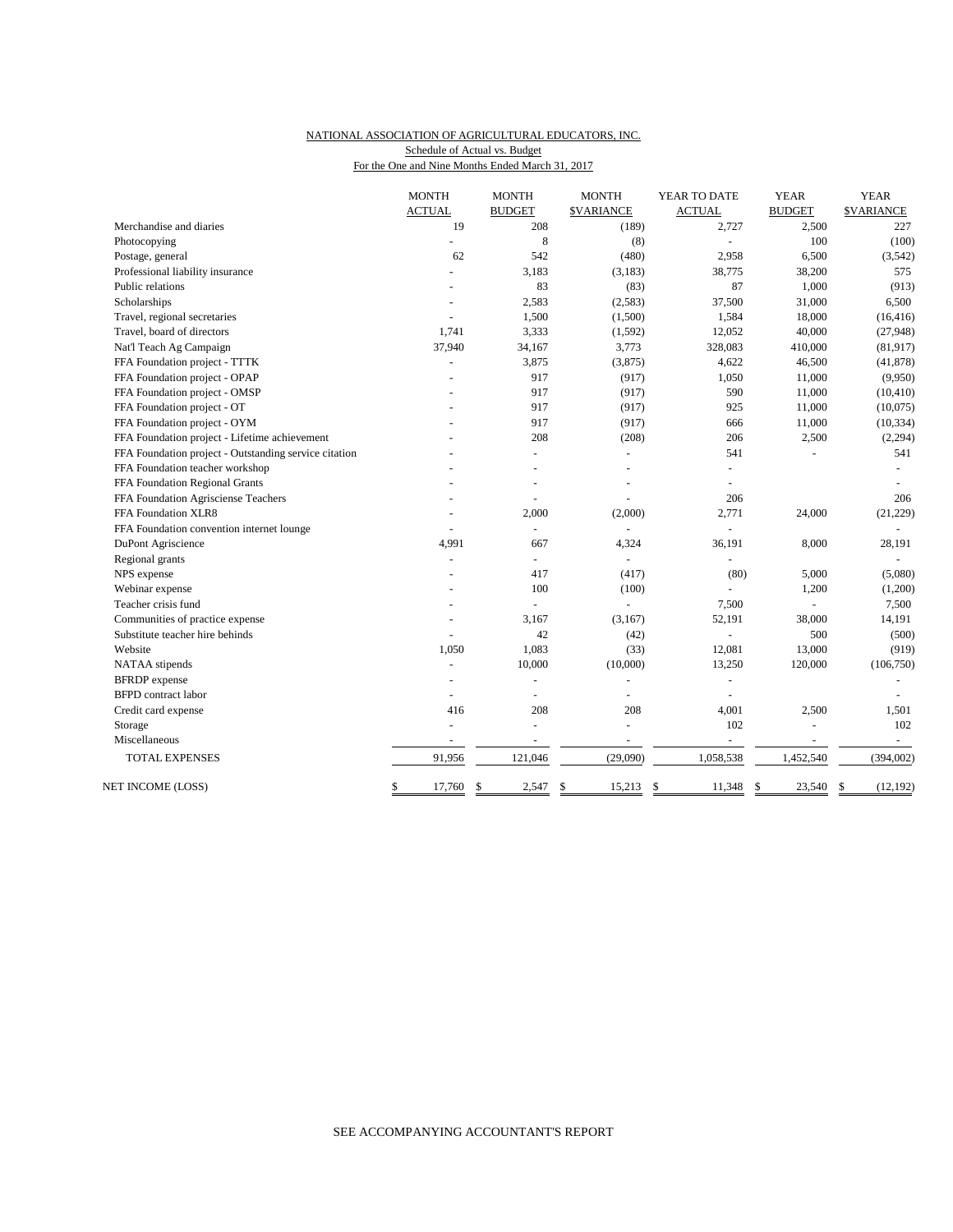NATIONAL ASSOCIATION OF AGRICULTURAL EDUCATORS, INC.
Schedule of Actual vs. Budget
For the One and Nine Months Ended March 31, 2017

| | MONTH ACTUAL | MONTH BUDGET | MONTH $VARIANCE | YEAR TO DATE ACTUAL | YEAR BUDGET | YEAR $VARIANCE |
|---|---|---|---|---|---|---|
| Merchandise and diaries | 19 | 208 | (189) | 2,727 | 2,500 | 227 |
| Photocopying | - | 8 | (8) | - | 100 | (100) |
| Postage, general | 62 | 542 | (480) | 2,958 | 6,500 | (3,542) |
| Professional liability insurance | - | 3,183 | (3,183) | 38,775 | 38,200 | 575 |
| Public relations | - | 83 | (83) | 87 | 1,000 | (913) |
| Scholarships | - | 2,583 | (2,583) | 37,500 | 31,000 | 6,500 |
| Travel, regional secretaries | - | 1,500 | (1,500) | 1,584 | 18,000 | (16,416) |
| Travel, board of directors | 1,741 | 3,333 | (1,592) | 12,052 | 40,000 | (27,948) |
| Nat'l Teach Ag Campaign | 37,940 | 34,167 | 3,773 | 328,083 | 410,000 | (81,917) |
| FFA Foundation project - TTTK | - | 3,875 | (3,875) | 4,622 | 46,500 | (41,878) |
| FFA Foundation project - OPAP | - | 917 | (917) | 1,050 | 11,000 | (9,950) |
| FFA Foundation project - OMSP | - | 917 | (917) | 590 | 11,000 | (10,410) |
| FFA Foundation project - OT | - | 917 | (917) | 925 | 11,000 | (10,075) |
| FFA Foundation project - OYM | - | 917 | (917) | 666 | 11,000 | (10,334) |
| FFA Foundation project - Lifetime achievement | - | 208 | (208) | 206 | 2,500 | (2,294) |
| FFA Foundation project - Outstanding service citation | - | - | - | 541 | - | 541 |
| FFA Foundation teacher workshop | - | - | - | - | | - |
| FFA Foundation Regional Grants | - | - | - | - | | - |
| FFA Foundation Agrisciense Teachers | - | - | - | 206 | | 206 |
| FFA Foundation XLR8 | - | 2,000 | (2,000) | 2,771 | 24,000 | (21,229) |
| FFA Foundation convention internet lounge | - | - | - | - | | - |
| DuPont Agriscience | 4,991 | 667 | 4,324 | 36,191 | 8,000 | 28,191 |
| Regional grants | - | - | - | - | | - |
| NPS expense | - | 417 | (417) | (80) | 5,000 | (5,080) |
| Webinar expense | - | 100 | (100) | - | 1,200 | (1,200) |
| Teacher crisis fund | - | - | - | 7,500 | - | 7,500 |
| Communities of practice expense | - | 3,167 | (3,167) | 52,191 | 38,000 | 14,191 |
| Substitute teacher hire behinds | - | 42 | (42) | - | 500 | (500) |
| Website | 1,050 | 1,083 | (33) | 12,081 | 13,000 | (919) |
| NATAA stipends | - | 10,000 | (10,000) | 13,250 | 120,000 | (106,750) |
| BFRDP expense | - | - | - | - | | - |
| BFPD contract labor | - | - | - | - | | - |
| Credit card expense | 416 | 208 | 208 | 4,001 | 2,500 | 1,501 |
| Storage | - | - | - | 102 | - | 102 |
| Miscellaneous | - | - | - | - | - | - |
| TOTAL EXPENSES | 91,956 | 121,046 | (29,090) | 1,058,538 | 1,452,540 | (394,002) |
| NET INCOME (LOSS) | $ 17,760 | $ 2,547 | $ 15,213 | $ 11,348 | $ 23,540 | $ (12,192) |

SEE ACCOMPANYING ACCOUNTANT'S REPORT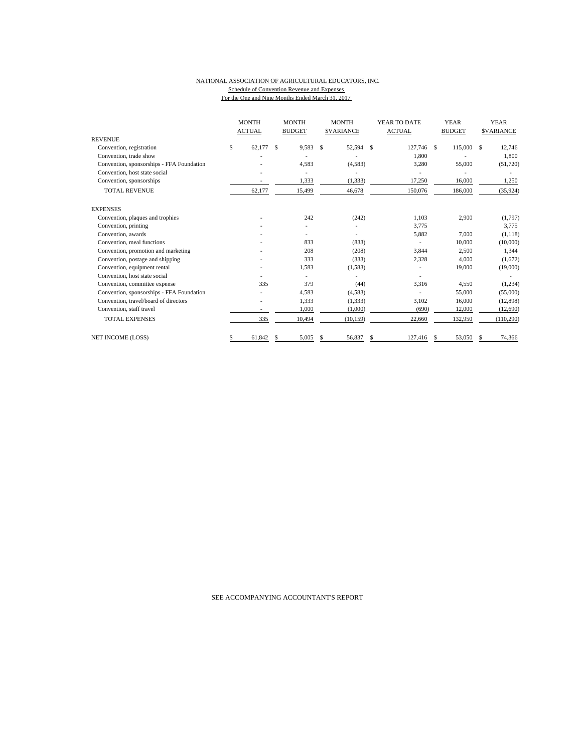NATIONAL ASSOCIATION OF AGRICULTURAL EDUCATORS, INC.
Schedule of Convention Revenue and Expenses
For the One and Nine Months Ended March 31, 2017

| | MONTH ACTUAL | MONTH BUDGET | MONTH $VARIANCE | YEAR TO DATE ACTUAL | YEAR BUDGET | YEAR $VARIANCE |
|---|---|---|---|---|---|---|
| REVENUE | | | | | | |
| Convention, registration | $ 62,177 | $ 9,583 | $ 52,594 | $ 127,746 | $ 115,000 | $ 12,746 |
| Convention, trade show | - | - | - | 1,800 | - | 1,800 |
| Convention, sponsorships - FFA Foundation | - | 4,583 | (4,583) | 3,280 | 55,000 | (51,720) |
| Convention, host state social | - | - | - | - | - | - |
| Convention, sponsorships | - | 1,333 | (1,333) | 17,250 | 16,000 | 1,250 |
| TOTAL REVENUE | 62,177 | 15,499 | 46,678 | 150,076 | 186,000 | (35,924) |
| EXPENSES | | | | | | |
| Convention, plaques and trophies | - | 242 | (242) | 1,103 | 2,900 | (1,797) |
| Convention, printing | - | - | - | 3,775 | | 3,775 |
| Convention, awards | - | - | - | 5,882 | 7,000 | (1,118) |
| Convention, meal functions | - | 833 | (833) | - | 10,000 | (10,000) |
| Convention, promotion and marketing | - | 208 | (208) | 3,844 | 2,500 | 1,344 |
| Convention, postage and shipping | - | 333 | (333) | 2,328 | 4,000 | (1,672) |
| Convention, equipment rental | - | 1,583 | (1,583) | - | 19,000 | (19,000) |
| Convention, host state social | - | - | - | - | | - |
| Convention, committee expense | 335 | 379 | (44) | 3,316 | 4,550 | (1,234) |
| Convention, sponsorships - FFA Foundation | - | 4,583 | (4,583) | - | 55,000 | (55,000) |
| Convention, travel/board of directors | - | 1,333 | (1,333) | 3,102 | 16,000 | (12,898) |
| Convention, staff travel | - | 1,000 | (1,000) | (690) | 12,000 | (12,690) |
| TOTAL EXPENSES | 335 | 10,494 | (10,159) | 22,660 | 132,950 | (110,290) |
| NET INCOME (LOSS) | $ 61,842 | $ 5,005 | $ 56,837 | $ 127,416 | $ 53,050 | $ 74,366 |

SEE ACCOMPANYING ACCOUNTANT'S REPORT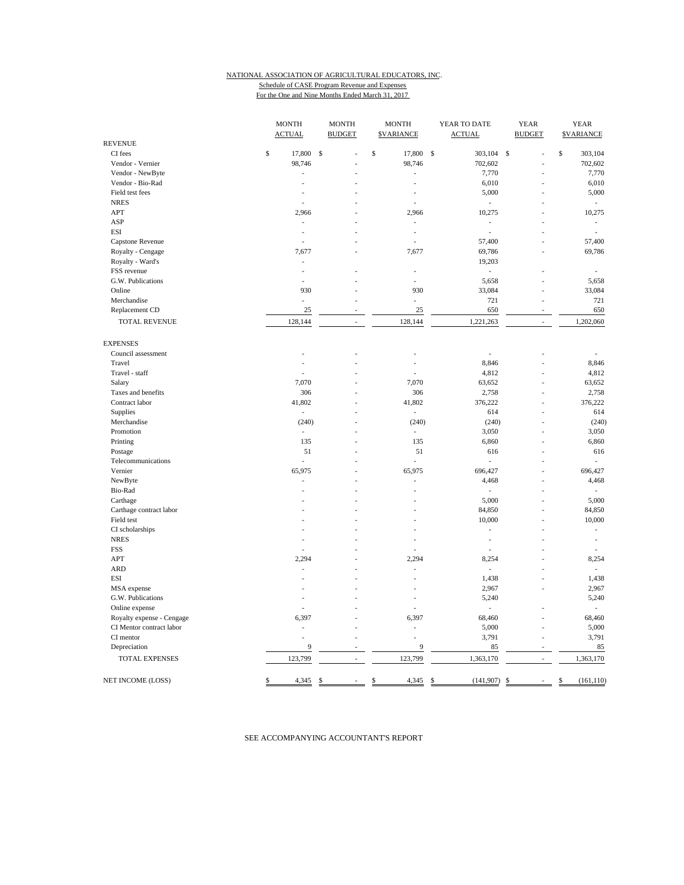NATIONAL ASSOCIATION OF AGRICULTURAL EDUCATORS, INC.
Schedule of CASE Program Revenue and Expenses
For the One and Nine Months Ended March 31, 2017

| | MONTH ACTUAL | MONTH BUDGET | MONTH $VARIANCE | YEAR TO DATE ACTUAL | YEAR BUDGET | YEAR $VARIANCE |
|---|---|---|---|---|---|---|
| REVENUE | | | | | | |
| CI fees | $ 17,800 | $ - | $ 17,800 | $ 303,104 | $ - | $ 303,104 |
| Vendor - Vernier | 98,746 | - | 98,746 | 702,602 | - | 702,602 |
| Vendor - NewByte | - | - | - | 7,770 | - | 7,770 |
| Vendor - Bio-Rad | - | - | - | 6,010 | - | 6,010 |
| Field test fees | - | - | - | 5,000 | - | 5,000 |
| NRES | - | - | - | - | - | - |
| APT | 2,966 | - | 2,966 | 10,275 | - | 10,275 |
| ASP | - | - | - | - | - | - |
| ESI | - | - | - | - | - | - |
| Capstone Revenue | - | - | - | 57,400 | - | 57,400 |
| Royalty - Cengage | 7,677 | - | 7,677 | 69,786 | - | 69,786 |
| Royalty - Ward's | - | | | 19,203 | | |
| FSS revenue | - | - | - | - | - | - |
| G.W. Publications | - | - | - | 5,658 | - | 5,658 |
| Online | 930 | - | 930 | 33,084 | - | 33,084 |
| Merchandise | - | - | - | 721 | - | 721 |
| Replacement CD | 25 | - | 25 | 650 | - | 650 |
| TOTAL REVENUE | 128,144 | - | 128,144 | 1,221,263 | - | 1,202,060 |
| EXPENSES | | | | | | |
| Council assessment | - | - | - | - | - | - |
| Travel | - | - | - | 8,846 | - | 8,846 |
| Travel - staff | - | - | - | 4,812 | - | 4,812 |
| Salary | 7,070 | - | 7,070 | 63,652 | - | 63,652 |
| Taxes and benefits | 306 | - | 306 | 2,758 | - | 2,758 |
| Contract labor | 41,802 | - | 41,802 | 376,222 | - | 376,222 |
| Supplies | - | - | - | 614 | - | 614 |
| Merchandise | (240) | - | (240) | (240) | - | (240) |
| Promotion | - | - | - | 3,050 | - | 3,050 |
| Printing | 135 | - | 135 | 6,860 | - | 6,860 |
| Postage | 51 | - | 51 | 616 | - | 616 |
| Telecommunications | - | - | - | - | - | - |
| Vernier | 65,975 | - | 65,975 | 696,427 | - | 696,427 |
| NewByte | - | - | - | 4,468 | - | 4,468 |
| Bio-Rad | - | - | - | - | - | - |
| Carthage | - | - | - | 5,000 | - | 5,000 |
| Carthage contract labor | - | - | - | 84,850 | - | 84,850 |
| Field test | - | - | - | 10,000 | - | 10,000 |
| CI scholarships | - | - | - | - | - | - |
| NRES | - | - | - | - | - | - |
| FSS | - | - | - | - | - | - |
| APT | 2,294 | - | 2,294 | 8,254 | - | 8,254 |
| ARD | - | - | - | - | - | - |
| ESI | - | - | - | 1,438 | - | 1,438 |
| MSA expense | - | - | - | 2,967 | - | 2,967 |
| G.W. Publications | - | - | - | 5,240 | | 5,240 |
| Online expense | - | - | - | - | - | - |
| Royalty expense - Cengage | 6,397 | - | 6,397 | 68,460 | - | 68,460 |
| CI Mentor contract labor | - | - | - | 5,000 | - | 5,000 |
| CI mentor | - | - | - | 3,791 | - | 3,791 |
| Depreciation | 9 | - | 9 | 85 | - | 85 |
| TOTAL EXPENSES | 123,799 | - | 123,799 | 1,363,170 | - | 1,363,170 |
| NET INCOME (LOSS) | $ 4,345 | $ - | $ 4,345 | $ (141,907) | $ - | $ (161,110) |

SEE ACCOMPANYING ACCOUNTANT'S REPORT